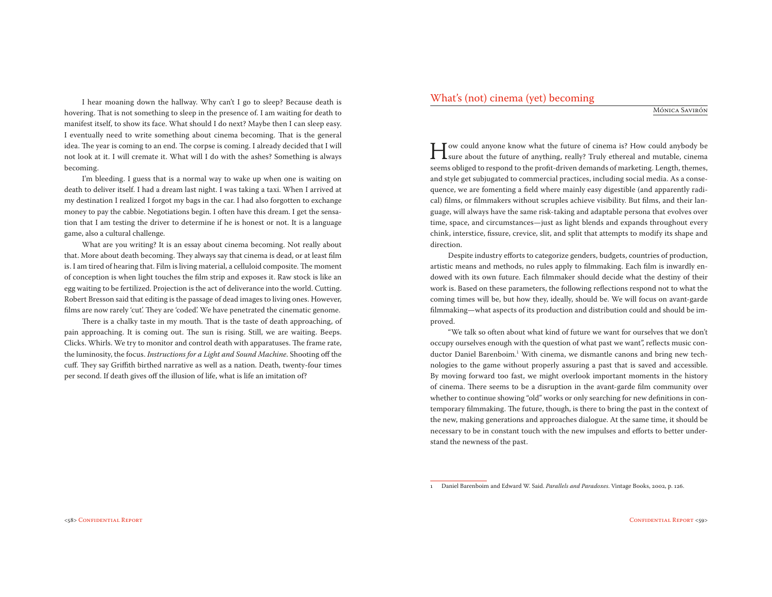I hear moaning down the hallway. Why can't I go to sleep? Because death is hovering. That is not something to sleep in the presence of. I am waiting for death to manifest itself, to show its face. What should I do next? Maybe then I can sleep easy. I eventually need to write something about cinema becoming. That is the general idea. The year is coming to an end. The corpse is coming. I already decided that I will not look at it. I will cremate it. What will I do with the ashes? Something is always becoming.

I'm bleeding. I guess that is a normal way to wake up when one is waiting on death to deliver itself. I had a dream last night. I was taking a taxi. When I arrived at my destination I realized I forgot my bags in the car. I had also forgotten to exchange money to pay the cabbie. Negotiations begin. I often have this dream. I get the sensation that I am testing the driver to determine if he is honest or not. It is a language game, also a cultural challenge.

What are you writing? It is an essay about cinema becoming. Not really about that. More about death becoming. They always say that cinema is dead, or at least film is. I am tired of hearing that. Film is living material, a celluloid composite. The moment of conception is when light touches the film strip and exposes it. Raw stock is like an egg waiting to be fertilized. Projection is the act of deliverance into the world. Cutting. Robert Bresson said that editing is the passage of dead images to living ones. However, films are now rarely 'cut'. They are 'coded'. We have penetrated the cinematic genome.

There is a chalky taste in my mouth. That is the taste of death approaching, of pain approaching. It is coming out. The sun is rising. Still, we are waiting. Beeps. Clicks. Whirls. We try to monitor and control death with apparatuses. The frame rate, the luminosity, the focus. *Instructions for a Light and Sound Machine*. Shooting off the cuff. They say Griffith birthed narrative as well as a nation. Death, twenty-four times per second. If death gives off the illusion of life, what is life an imitation of?

## What's (not) cinema (yet) becoming

Mónica Savirón

How could anyone know what the future of cinema is? How could anybody be sure about the future of anything, really? Truly ethereal and mutable, cinema seems obliged to respond to the profit-driven demands of marketing. Length, themes, and style get subjugated to commercial practices, including social media. As a consequence, we are fomenting a field where mainly easy digestible (and apparently radical) films, or filmmakers without scruples achieve visibility. But films, and their language, will always have the same risk-taking and adaptable persona that evolves over time, space, and circumstances—just as light blends and expands throughout every chink, interstice, fissure, crevice, slit, and split that attempts to modify its shape and direction.

Despite industry efforts to categorize genders, budgets, countries of production, artistic means and methods, no rules apply to filmmaking. Each film is inwardly endowed with its own future. Each filmmaker should decide what the destiny of their work is. Based on these parameters, the following reflections respond not to what the coming times will be, but how they, ideally, should be. We will focus on avant-garde filmmaking—what aspects of its production and distribution could and should be improved.

"We talk so often about what kind of future we want for ourselves that we don't occupy ourselves enough with the question of what past we want", reflects music conductor Daniel Barenboim.[1] With cinema, we dismantle canons and bring new technologies to the game without properly assuring a past that is saved and accessible. By moving forward too fast, we might overlook important moments in the history of cinema. There seems to be a disruption in the avant-garde film community over whether to continue showing "old" works or only searching for new definitions in contemporary filmmaking. The future, though, is there to bring the past in the context of the new, making generations and approaches dialogue. At the same time, it should be necessary to be in constant touch with the new impulses and efforts to better understand the newness of the past.

1 Daniel Barenboim and Edward W. Said. *Parallels and Paradoxes*. Vintage Books, 2002, p. 126.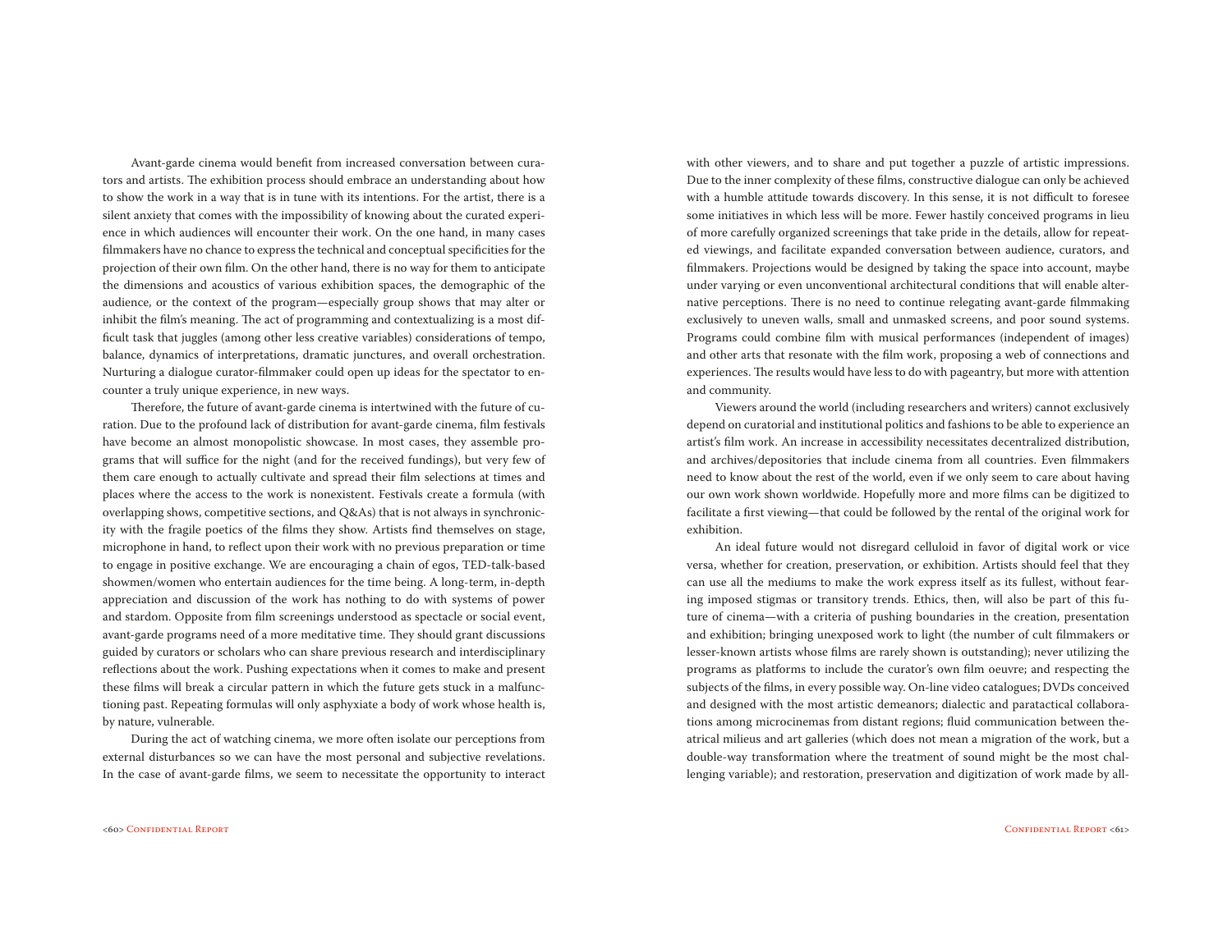Avant-garde cinema would benefit from increased conversation between curators and artists. The exhibition process should embrace an understanding about how to show the work in a way that is in tune with its intentions. For the artist, there is a silent anxiety that comes with the impossibility of knowing about the curated experience in which audiences will encounter their work. On the one hand, in many cases filmmakers have no chance to express the technical and conceptual specificities for the projection of their own film. On the other hand, there is no way for them to anticipate the dimensions and acoustics of various exhibition spaces, the demographic of the audience, or the context of the program—especially group shows that may alter or inhibit the film's meaning. The act of programming and contextualizing is a most difficult task that juggles (among other less creative variables) considerations of tempo, balance, dynamics of interpretations, dramatic junctures, and overall orchestration. Nurturing a dialogue curator-filmmaker could open up ideas for the spectator to encounter a truly unique experience, in new ways.

Therefore, the future of avant-garde cinema is intertwined with the future of curation. Due to the profound lack of distribution for avant-garde cinema, film festivals have become an almost monopolistic showcase. In most cases, they assemble programs that will suffice for the night (and for the received fundings), but very few of them care enough to actually cultivate and spread their film selections at times and places where the access to the work is nonexistent. Festivals create a formula (with overlapping shows, competitive sections, and Q&As) that is not always in synchronicity with the fragile poetics of the films they show. Artists find themselves on stage, microphone in hand, to reflect upon their work with no previous preparation or time to engage in positive exchange. We are encouraging a chain of egos, TED-talk-based showmen/women who entertain audiences for the time being. A long-term, in-depth appreciation and discussion of the work has nothing to do with systems of power and stardom. Opposite from film screenings understood as spectacle or social event, avant-garde programs need of a more meditative time. They should grant discussions guided by curators or scholars who can share previous research and interdisciplinary reflections about the work. Pushing expectations when it comes to make and present these films will break a circular pattern in which the future gets stuck in a malfunctioning past. Repeating formulas will only asphyxiate a body of work whose health is, by nature, vulnerable.

During the act of watching cinema, we more often isolate our perceptions from external disturbances so we can have the most personal and subjective revelations. In the case of avant-garde films, we seem to necessitate the opportunity to interact with other viewers, and to share and put together a puzzle of artistic impressions. Due to the inner complexity of these films, constructive dialogue can only be achieved with a humble attitude towards discovery. In this sense, it is not difficult to foresee some initiatives in which less will be more. Fewer hastily conceived programs in lieu of more carefully organized screenings that take pride in the details, allow for repeated viewings, and facilitate expanded conversation between audience, curators, and filmmakers. Projections would be designed by taking the space into account, maybe under varying or even unconventional architectural conditions that will enable alternative perceptions. There is no need to continue relegating avant-garde filmmaking exclusively to uneven walls, small and unmasked screens, and poor sound systems. Programs could combine film with musical performances (independent of images) and other arts that resonate with the film work, proposing a web of connections and experiences. The results would have less to do with pageantry, but more with attention and community.

Viewers around the world (including researchers and writers) cannot exclusively depend on curatorial and institutional politics and fashions to be able to experience an artist's film work. An increase in accessibility necessitates decentralized distribution, and archives/depositories that include cinema from all countries. Even filmmakers need to know about the rest of the world, even if we only seem to care about having our own work shown worldwide. Hopefully more and more films can be digitized to facilitate a first viewing—that could be followed by the rental of the original work for exhibition.

An ideal future would not disregard celluloid in favor of digital work or vice versa, whether for creation, preservation, or exhibition. Artists should feel that they can use all the mediums to make the work express itself as its fullest, without fearing imposed stigmas or transitory trends. Ethics, then, will also be part of this future of cinema—with a criteria of pushing boundaries in the creation, presentation and exhibition; bringing unexposed work to light (the number of cult filmmakers or lesser-known artists whose films are rarely shown is outstanding); never utilizing the programs as platforms to include the curator's own film oeuvre; and respecting the subjects of the films, in every possible way. On-line video catalogues; DVDs conceived and designed with the most artistic demeanors; dialectic and paratactical collaborations among microcinemas from distant regions; fluid communication between theatrical milieus and art galleries (which does not mean a migration of the work, but a double-way transformation where the treatment of sound might be the most challenging variable); and restoration, preservation and digitization of work made by all-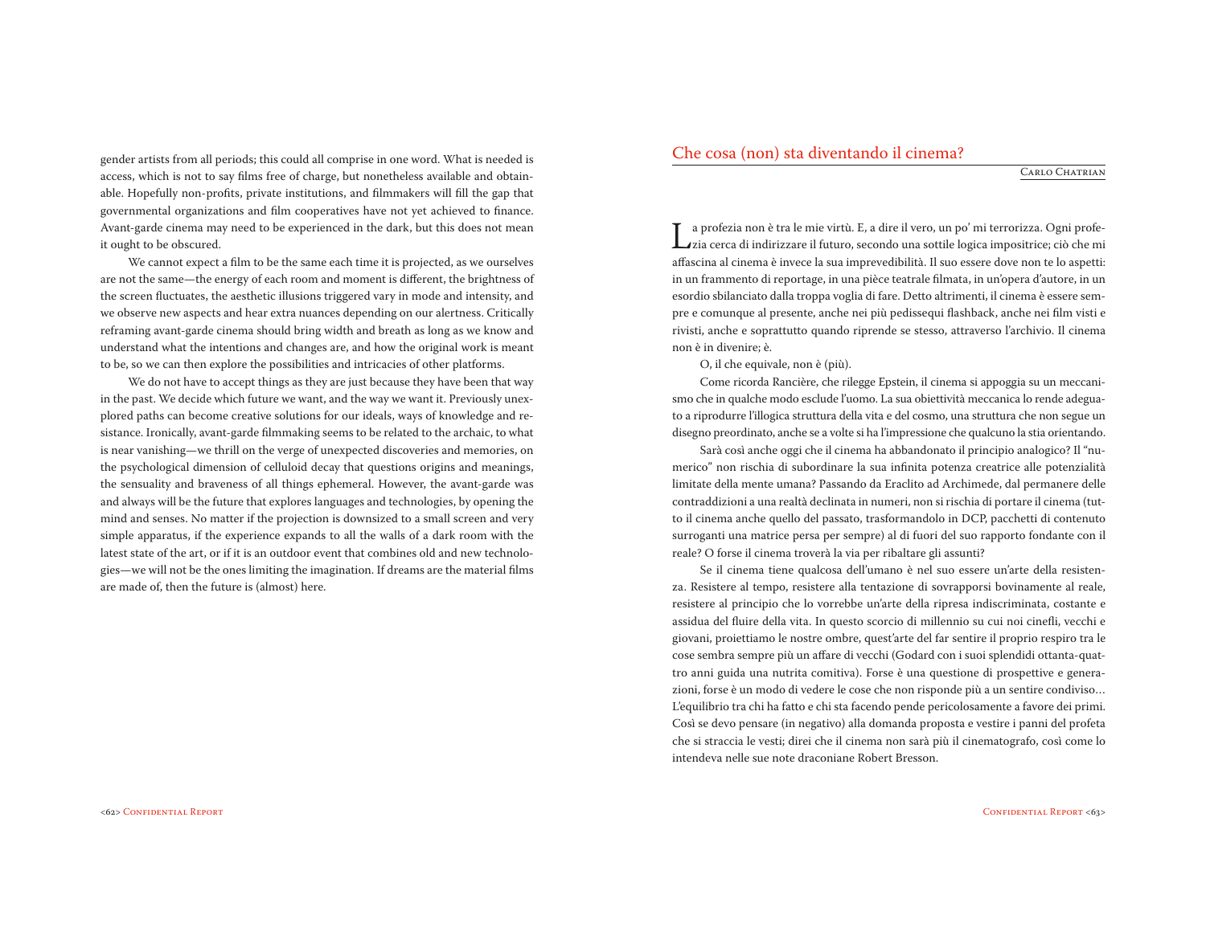gender artists from all periods; this could all comprise in one word. What is needed is access, which is not to say films free of charge, but nonetheless available and obtainable. Hopefully non-profits, private institutions, and filmmakers will fill the gap that governmental organizations and film cooperatives have not yet achieved to finance. Avant-garde cinema may need to be experienced in the dark, but this does not mean it ought to be obscured.

We cannot expect a film to be the same each time it is projected, as we ourselves are not the same—the energy of each room and moment is different, the brightness of the screen fluctuates, the aesthetic illusions triggered vary in mode and intensity, and we observe new aspects and hear extra nuances depending on our alertness. Critically reframing avant-garde cinema should bring width and breath as long as we know and understand what the intentions and changes are, and how the original work is meant to be, so we can then explore the possibilities and intricacies of other platforms.

We do not have to accept things as they are just because they have been that way in the past. We decide which future we want, and the way we want it. Previously unexplored paths can become creative solutions for our ideals, ways of knowledge and resistance. Ironically, avant-garde filmmaking seems to be related to the archaic, to what is near vanishing—we thrill on the verge of unexpected discoveries and memories, on the psychological dimension of celluloid decay that questions origins and meanings, the sensuality and braveness of all things ephemeral. However, the avant-garde was and always will be the future that explores languages and technologies, by opening the mind and senses. No matter if the projection is downsized to a small screen and very simple apparatus, if the experience expands to all the walls of a dark room with the latest state of the art, or if it is an outdoor event that combines old and new technologies—we will not be the ones limiting the imagination. If dreams are the material films are made of, then the future is (almost) here.

## Che cosa (non) sta diventando il cinema?

Carlo Chatrian

La profezia non è tra le mie virtù. E, a dire il vero, un po' mi terrorizza. Ogni profezia cerca di indirizzare il futuro, secondo una sottile logica impositrice; ciò che mi affascina al cinema è invece la sua imprevedibilità. Il suo essere dove non te lo aspetti: in un frammento di reportage, in una pièce teatrale filmata, in un'opera d'autore, in un esordio sbilanciato dalla troppa voglia di fare. Detto altrimenti, il cinema è essere sempre e comunque al presente, anche nei più pedissequi flashback, anche nei film visti e rivisti, anche e soprattutto quando riprende se stesso, attraverso l'archivio. Il cinema non è in divenire; è.

O, il che equivale, non è (più).

Come ricorda Rancière, che rilegge Epstein, il cinema si appoggia su un meccanismo che in qualche modo esclude l'uomo. La sua obiettività meccanica lo rende adeguato a riprodurre l'illogica struttura della vita e del cosmo, una struttura che non segue un disegno preordinato, anche se a volte si ha l'impressione che qualcuno la stia orientando.

Sarà così anche oggi che il cinema ha abbandonato il principio analogico? Il "numerico" non rischia di subordinare la sua infinita potenza creatrice alle potenzialità limitate della mente umana? Passando da Eraclito ad Archimede, dal permanere delle contraddizioni a una realtà declinata in numeri, non si rischia di portare il cinema (tutto il cinema anche quello del passato, trasformandolo in DCP, pacchetti di contenuto surroganti una matrice persa per sempre) al di fuori del suo rapporto fondante con il reale? O forse il cinema troverà la via per ribaltare gli assunti?

Se il cinema tiene qualcosa dell'umano è nel suo essere un'arte della resistenza. Resistere al tempo, resistere alla tentazione di sovrapporsi bovinamente al reale, resistere al principio che lo vorrebbe un'arte della ripresa indiscriminata, costante e assidua del fluire della vita. In questo scorcio di millennio su cui noi cinefli, vecchi e giovani, proiettiamo le nostre ombre, quest'arte del far sentire il proprio respiro tra le cose sembra sempre più un affare di vecchi (Godard con i suoi splendidi ottanta-quattro anni guida una nutrita comitiva). Forse è una questione di prospettive e generazioni, forse è un modo di vedere le cose che non risponde più a un sentire condiviso… L'equilibrio tra chi ha fatto e chi sta facendo pende pericolosamente a favore dei primi. Così se devo pensare (in negativo) alla domanda proposta e vestire i panni del profeta che si straccia le vesti; direi che il cinema non sarà più il cinematografo, così come lo intendeva nelle sue note draconiane Robert Bresson.